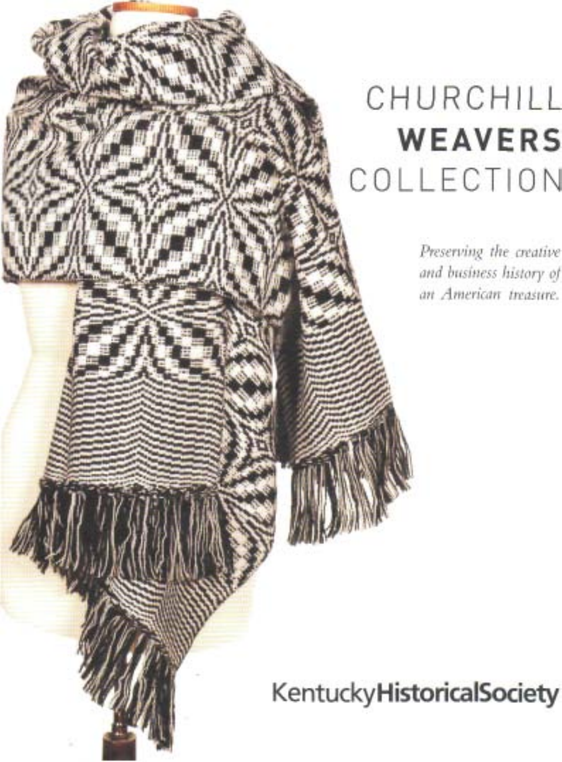# CHURCHILL **WEAVERS** COLLECTION

*Preserving the creative and business history of an American treasure.*

Kentucky**HistoricalSociety**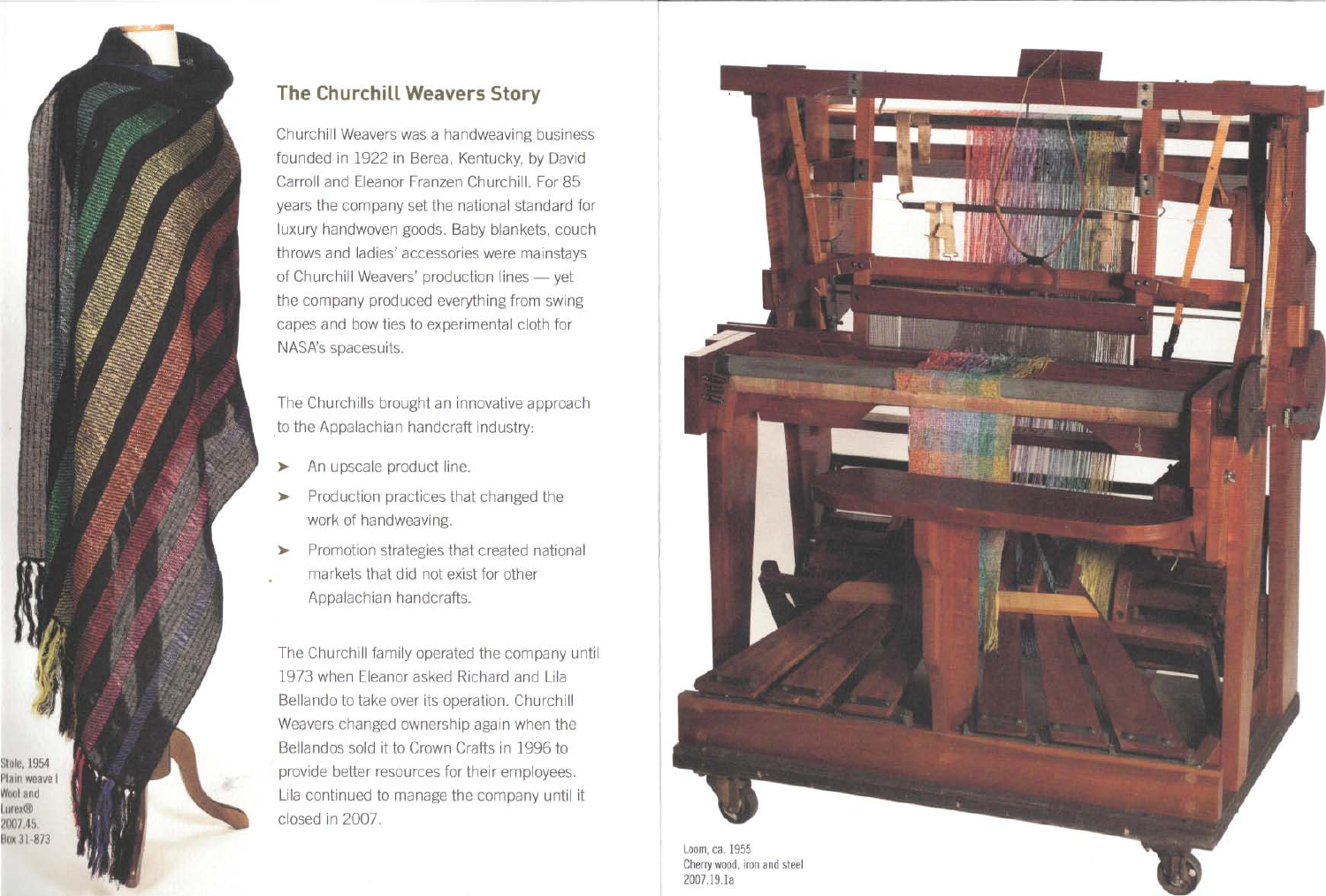Stole, 1954
Plain weave I
Wool and
Lurex®
2007.45.
Box 31-873

## The Churchill Weavers Story

Churchill Weavers was a handweaving business founded in 1922 in Berea, Kentucky, by David Carroll and Eleanor Franzen Churchill. For 85 years the company set the national standard for luxury handwoven goods. Baby blankets, couch throws and ladies' accessories were mainstays of Churchill Weavers' production lines — yet the company produced everything from swing capes and bow ties to experimental cloth for NASA's spacesuits.

The Churchills brought an innovative approach to the Appalachian handcraft industry:

- An upscale product line.
- Production practices that changed the work of handweaving.
- Promotion strategies that created national markets that did not exist for other Appalachian handcrafts.

The Churchill family operated the company until 1973 when Eleanor asked Richard and Lila Bellando to take over its operation. Churchill Weavers changed ownership again when the Bellandos sold it to Crown Crafts in 1996 to provide better resources for their employees. Lila continued to manage the company until it closed in 2007.

Loom, ca. 1955
Cherry wood, iron and steel
2007.19.1a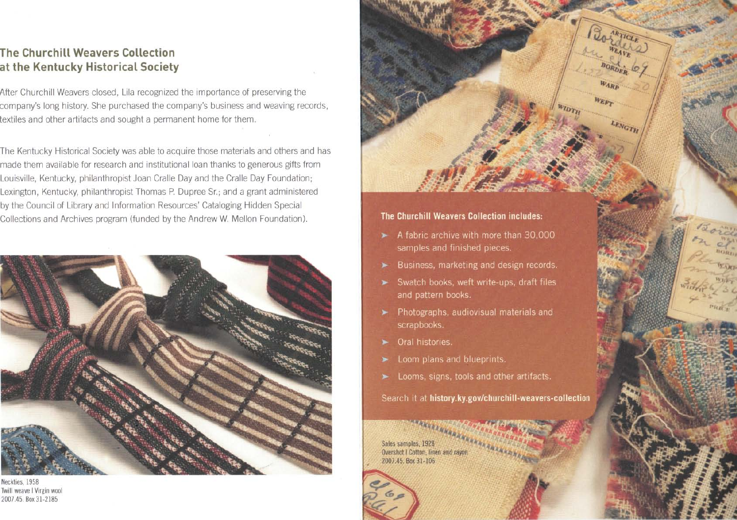## The Churchill Weavers Collection at the Kentucky Historical Society

After Churchill Weavers closed, Lila recognized the importance of preserving the company's long history. She purchased the company's business and weaving records, textiles and other artifacts and sought a permanent home for them.

The Kentucky Historical Society was able to acquire those materials and others and has made them available for research and institutional loan thanks to generous gifts from Louisville, Kentucky, philanthropist Joan Cralle Day and the Cralle Day Foundation; Lexington, Kentucky, philanthropist Thomas P. Dupree Sr.; and a grant administered by the Council of Library and Information Resources' Cataloging Hidden Special Collections and Archives program (funded by the Andrew W. Mellon Foundation).

Neckties, 1958
Twill weave | Virgin wool
2007.45. Box 31-2185

**The Churchill Weavers Collection includes:**

- A fabric archive with more than 30,000 samples and finished pieces.
- Business, marketing and design records.
- Swatch books, weft write-ups, draft files and pattern books.
- Photographs, audiovisual materials and scrapbooks.
- Oral histories.
- Loom plans and blueprints.
- Looms, signs, tools and other artifacts.

Search it at **history.ky.gov/churchill-weavers-collection**

Sales samples, 1928
Overshot | Cotton, linen and rayon
2007.45. Box 31-106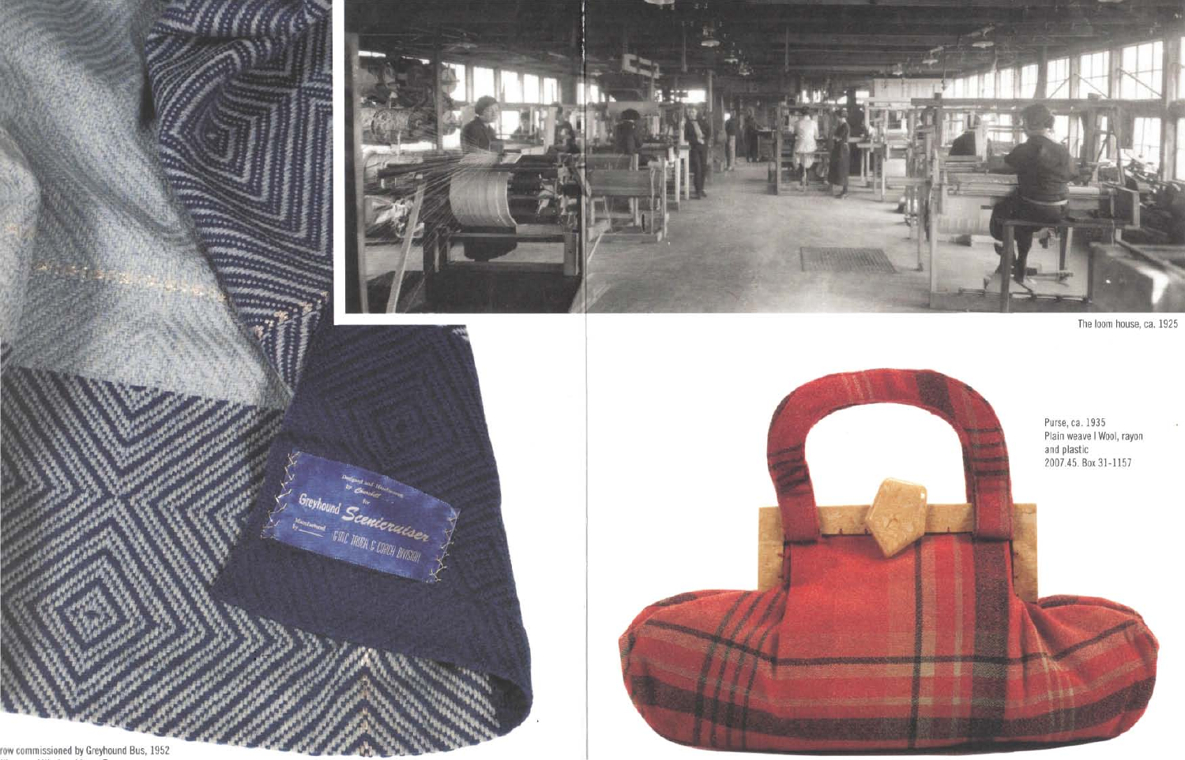The loom house, ca. 1925

Purse, ca. 1935
Plain weave | Wool, rayon and plastic
2007.45. Box 31-1157

row commissioned by Greyhound Bus, 1952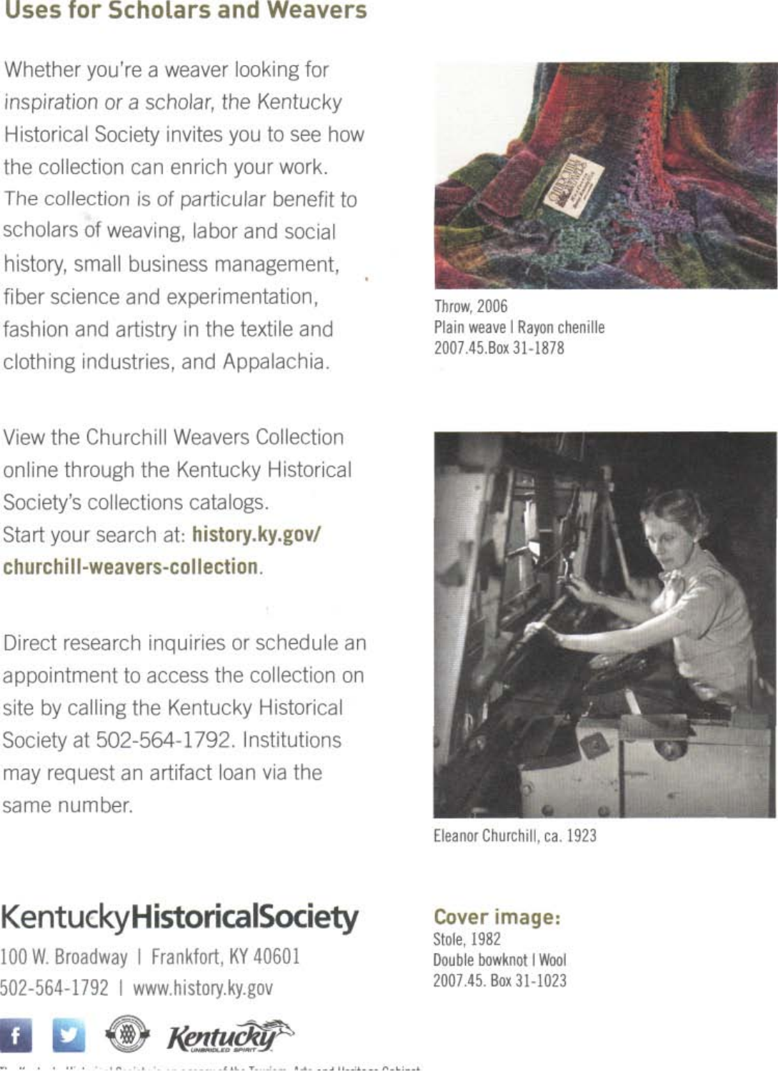## Uses for Scholars and Weavers

Whether you're a weaver looking for *inspiration or a scholar*, the Kentucky Historical Society invites you to see how the collection can enrich your work. The collection is of particular benefit to scholars of weaving, labor and social history, small business management, fiber science and experimentation, fashion and artistry in the textile and clothing industries, and Appalachia.

View the Churchill Weavers Collection online through the Kentucky Historical Society's collections catalogs. Start your search at: **history.ky.gov/churchill-weavers-collection**.

Direct research inquiries or schedule an appointment to access the collection on site by calling the Kentucky Historical Society at 502-564-1792. Institutions may request an artifact loan via the same number.

Throw, 2006
Plain weave | Rayon chenille
2007.45.Box 31-1878

Eleanor Churchill, ca. 1923

# KentuckyHistoricalSociety

100 W. Broadway | Frankfort, KY 40601
502-564-1792 | www.history.ky.gov

**Cover image:**
Stole, 1982
Double bowknot | Wool
2007.45. Box 31-1023